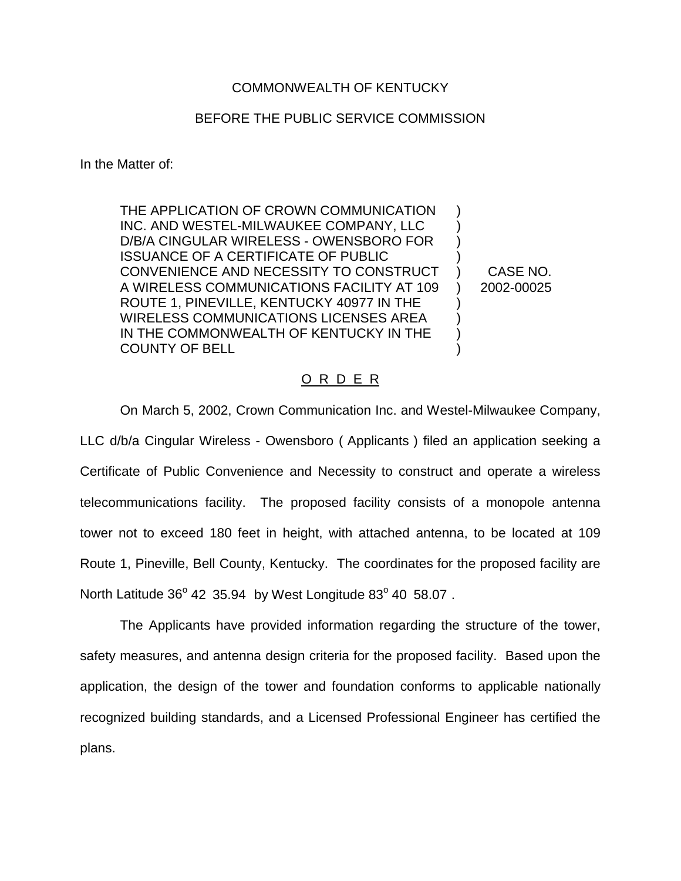COMMONWEALTH OF KENTUCKY

BEFORE THE PUBLIC SERVICE COMMISSION

In the Matter of:

| | | |
|---|---|---|
| THE APPLICATION OF CROWN COMMUNICATION INC. AND WESTEL-MILWAUKEE COMPANY, LLC D/B/A CINGULAR WIRELESS - OWENSBORO FOR ISSUANCE OF A CERTIFICATE OF PUBLIC CONVENIENCE AND NECESSITY TO CONSTRUCT A WIRELESS COMMUNICATIONS FACILITY AT 109 ROUTE 1, PINEVILLE, KENTUCKY 40977 IN THE WIRELESS COMMUNICATIONS LICENSES AREA IN THE COMMONWEALTH OF KENTUCKY IN THE COUNTY OF BELL | ) | CASE NO. 2002-00025 |

O R D E R

On March 5, 2002, Crown Communication Inc. and Westel-Milwaukee Company, LLC d/b/a Cingular Wireless - Owensboro ( Applicants ) filed an application seeking a Certificate of Public Convenience and Necessity to construct and operate a wireless telecommunications facility. The proposed facility consists of a monopole antenna tower not to exceed 180 feet in height, with attached antenna, to be located at 109 Route 1, Pineville, Bell County, Kentucky. The coordinates for the proposed facility are North Latitude 36° 42 35.94 by West Longitude 83° 40 58.07 .

The Applicants have provided information regarding the structure of the tower, safety measures, and antenna design criteria for the proposed facility. Based upon the application, the design of the tower and foundation conforms to applicable nationally recognized building standards, and a Licensed Professional Engineer has certified the plans.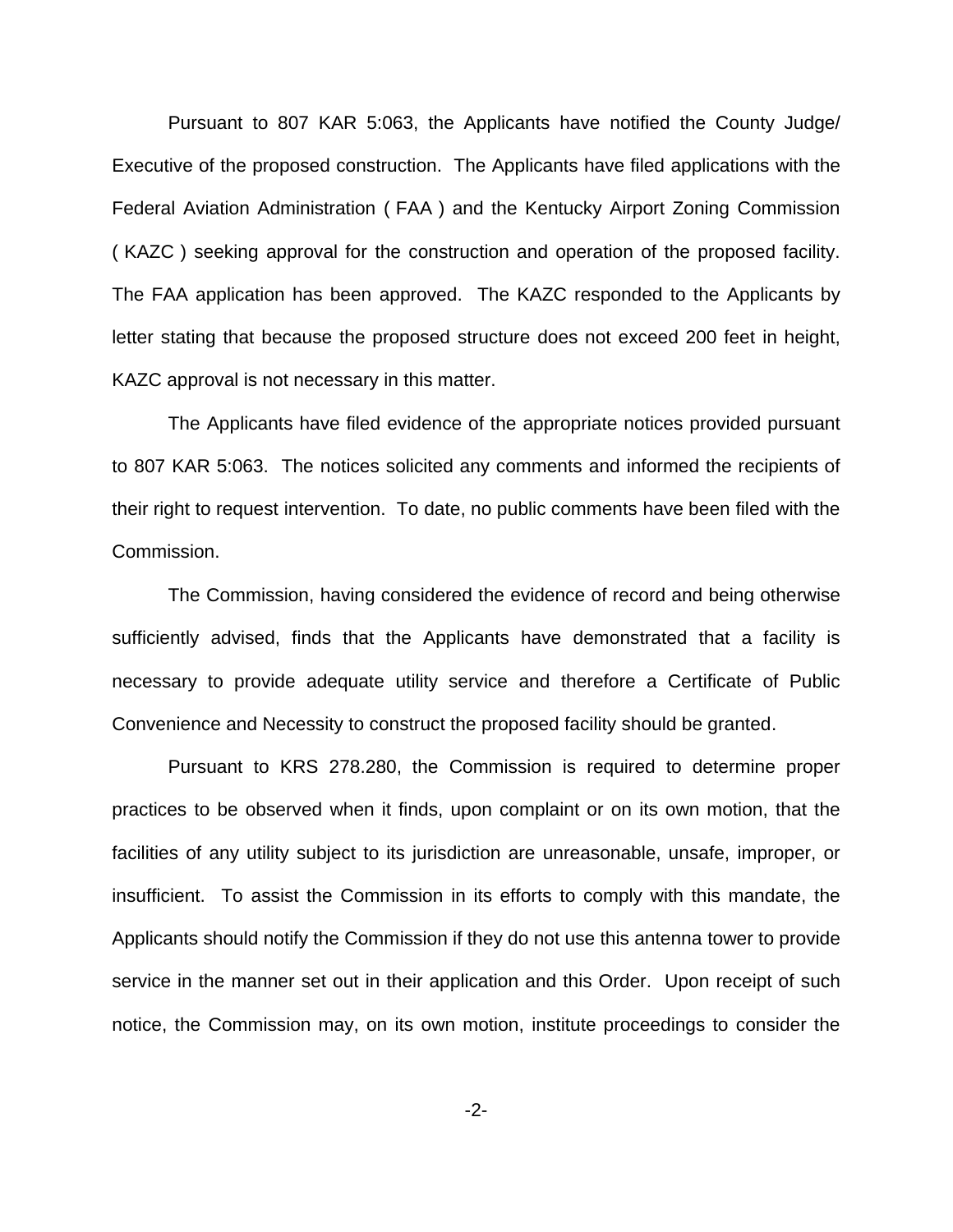Pursuant to 807 KAR 5:063, the Applicants have notified the County Judge/ Executive of the proposed construction. The Applicants have filed applications with the Federal Aviation Administration ( FAA ) and the Kentucky Airport Zoning Commission ( KAZC ) seeking approval for the construction and operation of the proposed facility. The FAA application has been approved. The KAZC responded to the Applicants by letter stating that because the proposed structure does not exceed 200 feet in height, KAZC approval is not necessary in this matter.

The Applicants have filed evidence of the appropriate notices provided pursuant to 807 KAR 5:063. The notices solicited any comments and informed the recipients of their right to request intervention. To date, no public comments have been filed with the Commission.

The Commission, having considered the evidence of record and being otherwise sufficiently advised, finds that the Applicants have demonstrated that a facility is necessary to provide adequate utility service and therefore a Certificate of Public Convenience and Necessity to construct the proposed facility should be granted.

Pursuant to KRS 278.280, the Commission is required to determine proper practices to be observed when it finds, upon complaint or on its own motion, that the facilities of any utility subject to its jurisdiction are unreasonable, unsafe, improper, or insufficient. To assist the Commission in its efforts to comply with this mandate, the Applicants should notify the Commission if they do not use this antenna tower to provide service in the manner set out in their application and this Order. Upon receipt of such notice, the Commission may, on its own motion, institute proceedings to consider the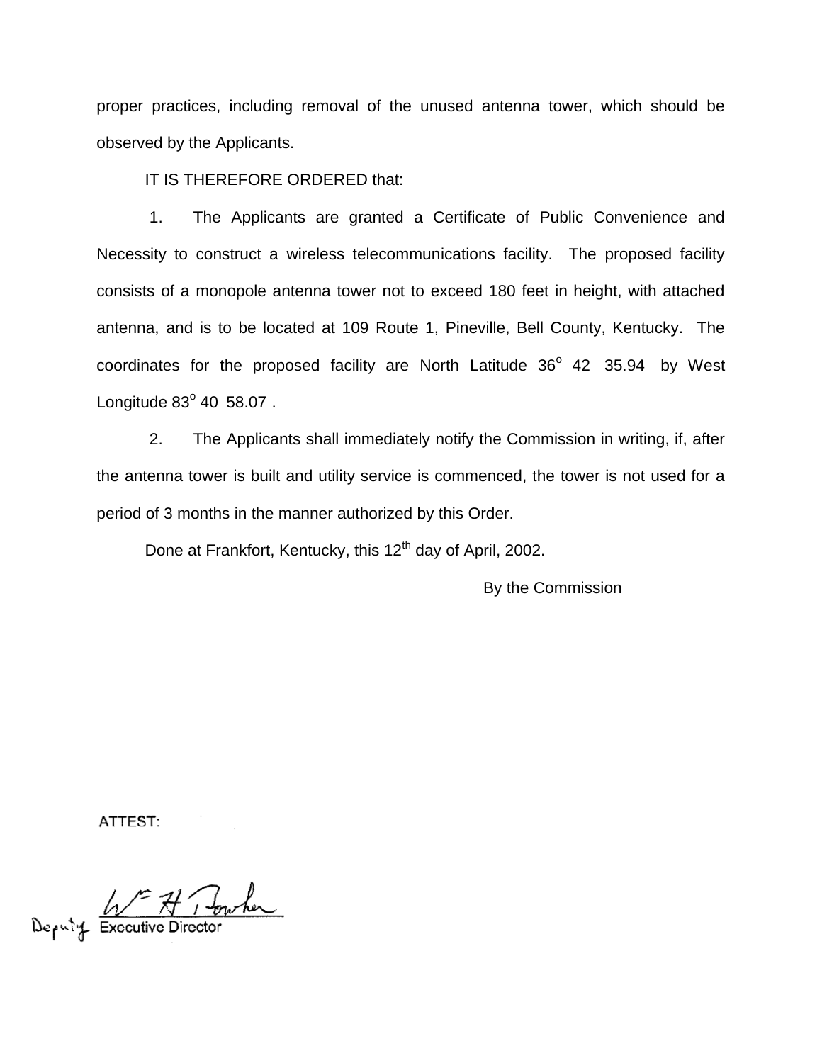proper practices, including removal of the unused antenna tower, which should be observed by the Applicants.

IT IS THEREFORE ORDERED that:

1. The Applicants are granted a Certificate of Public Convenience and Necessity to construct a wireless telecommunications facility. The proposed facility consists of a monopole antenna tower not to exceed 180 feet in height, with attached antenna, and is to be located at 109 Route 1, Pineville, Bell County, Kentucky. The coordinates for the proposed facility are North Latitude $36^o$ 42 35.94 by West Longitude $83^o$ 40 58.07 .

2. The Applicants shall immediately notify the Commission in writing, if, after the antenna tower is built and utility service is commenced, the tower is not used for a period of 3 months in the manner authorized by this Order.

Done at Frankfort, Kentucky, this 12th day of April, 2002.

By the Commission

ATTEST:

Deputy Executive Director